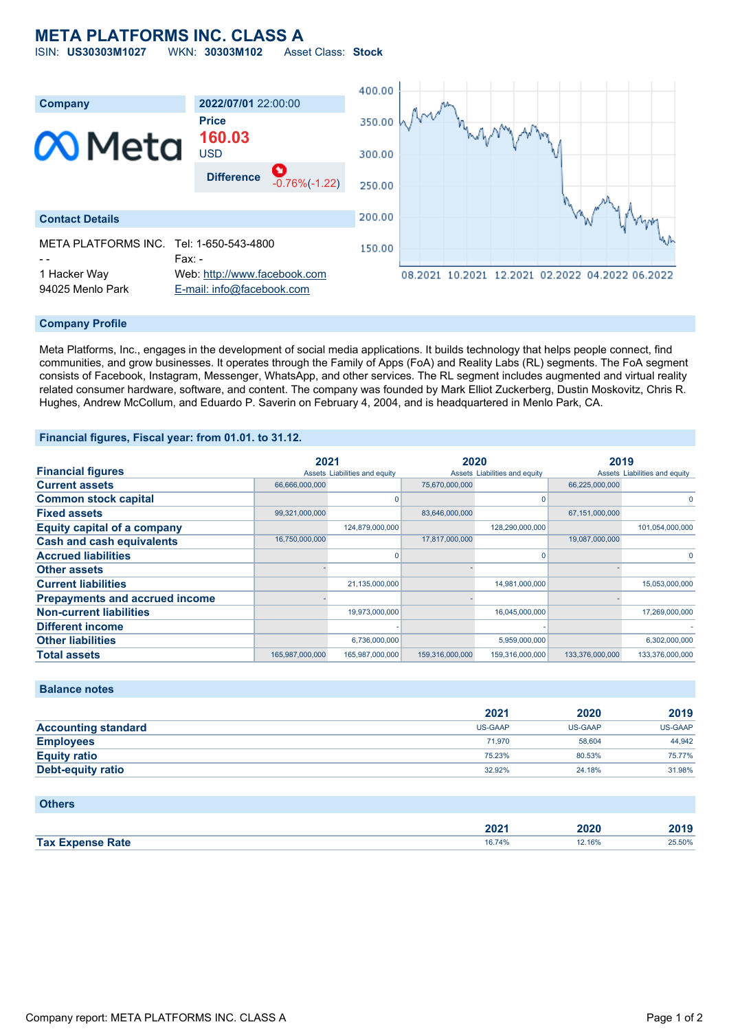# META PLATFORMS INC. CLASS A

ISIN: **US30303M1027** WKN: **30303M102** Asset Class: **Stock**

| Company | 2022/07/01 22:00:00 |
|---|---|
| Meta | Price |
| | **160.03** |
| | USD |
| | Difference -0.76%(-1.22) |

## Contact Details

| | |
|---|---|
| META PLATFORMS INC. | Tel: 1-650-543-4800 |
| - - | Fax: - |
| 1 Hacker Way | Web: http://www.facebook.com |
| 94025 Menlo Park | E-mail: info@facebook.com |

## Company Profile

Meta Platforms, Inc., engages in the development of social media applications. It builds technology that helps people connect, find communities, and grow businesses. It operates through the Family of Apps (FoA) and Reality Labs (RL) segments. The FoA segment consists of Facebook, Instagram, Messenger, WhatsApp, and other services. The RL segment includes augmented and virtual reality related consumer hardware, software, and content. The company was founded by Mark Elliot Zuckerberg, Dustin Moskovitz, Chris R. Hughes, Andrew McCollum, and Eduardo P. Saverin on February 4, 2004, and is headquartered in Menlo Park, CA.

## Financial figures, Fiscal year: from 01.01. to 31.12.

| Financial figures | 2021 | | 2020 | | 2019 | |
|---|---|---|---|---|---|---|
| | Assets | Liabilities and equity | Assets | Liabilities and equity | Assets | Liabilities and equity |
| **Current assets** | 66,666,000,000 | | 75,670,000,000 | | 66,225,000,000 | |
| **Common stock capital** | | 0 | | 0 | | 0 |
| **Fixed assets** | 99,321,000,000 | | 83,646,000,000 | | 67,151,000,000 | |
| **Equity capital of a company** | | 124,879,000,000 | | 128,290,000,000 | | 101,054,000,000 |
| **Cash and cash equivalents** | 16,750,000,000 | | 17,817,000,000 | | 19,087,000,000 | |
| **Accrued liabilities** | | 0 | | 0 | | 0 |
| **Other assets** | - | | - | | - | |
| **Current liabilities** | | 21,135,000,000 | | 14,981,000,000 | | 15,053,000,000 |
| **Prepayments and accrued income** | - | | - | | - | |
| **Non-current liabilities** | | 19,973,000,000 | | 16,045,000,000 | | 17,269,000,000 |
| **Different income** | | - | | - | | - |
| **Other liabilities** | | 6,736,000,000 | | 5,959,000,000 | | 6,302,000,000 |
| **Total assets** | 165,987,000,000 | 165,987,000,000 | 159,316,000,000 | 159,316,000,000 | 133,376,000,000 | 133,376,000,000 |

## Balance notes

| | 2021 | 2020 | 2019 |
|---|---|---|---|
| **Accounting standard** | US-GAAP | US-GAAP | US-GAAP |
| **Employees** | 71,970 | 58,604 | 44,942 |
| **Equity ratio** | 75.23% | 80.53% | 75.77% |
| **Debt-equity ratio** | 32.92% | 24.18% | 31.98% |

## Others

| | 2021 | 2020 | 2019 |
|---|---|---|---|
| **Tax Expense Rate** | 16.74% | 12.16% | 25.50% |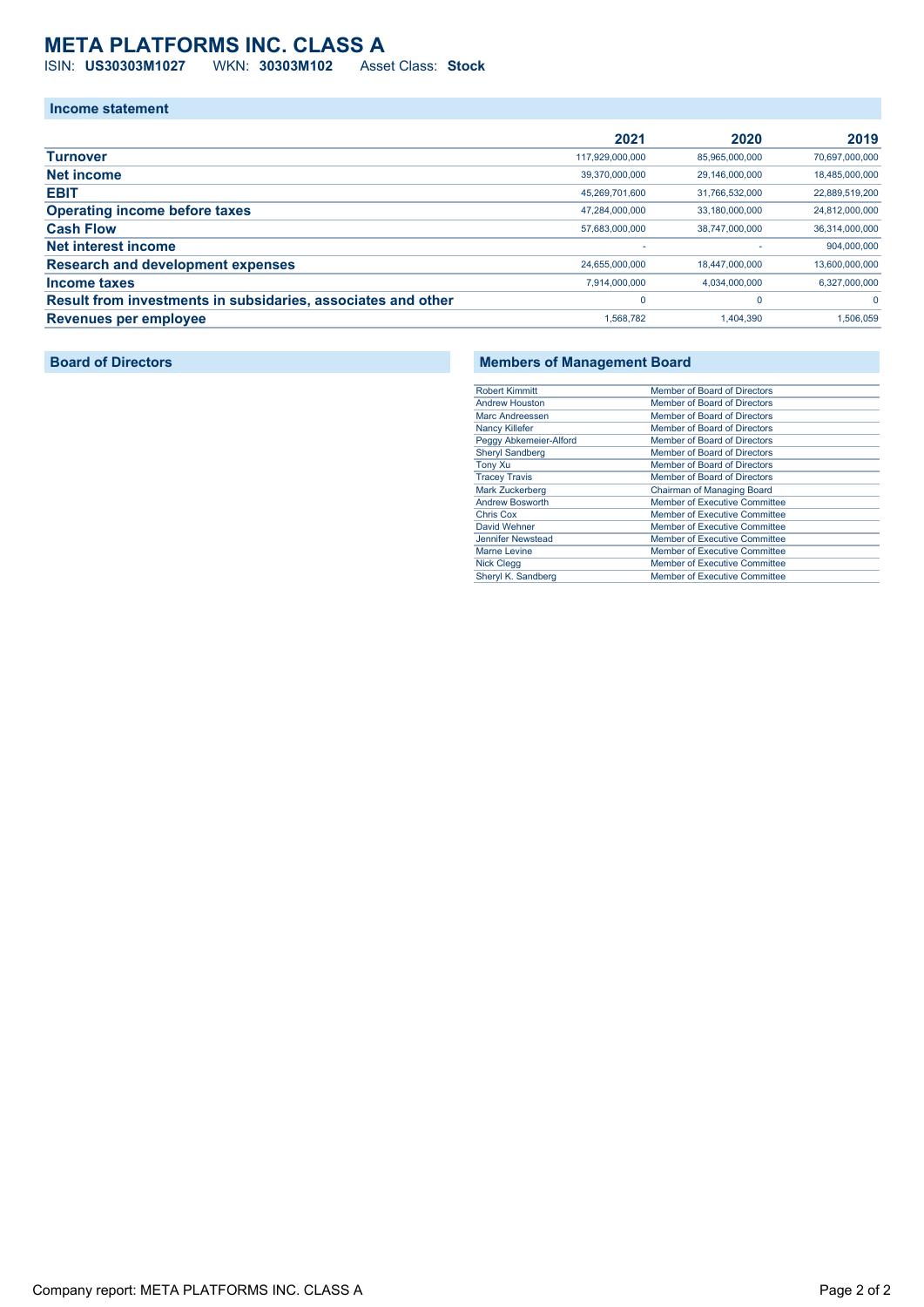# META PLATFORMS INC. CLASS A

ISIN: **US30303M1027** WKN: **30303M102** Asset Class: **Stock**

## Income statement

| | 2021 | 2020 | 2019 |
|---|---|---|---|
| **Turnover** | 117,929,000,000 | 85,965,000,000 | 70,697,000,000 |
| **Net income** | 39,370,000,000 | 29,146,000,000 | 18,485,000,000 |
| **EBIT** | 45,269,701,600 | 31,766,532,000 | 22,889,519,200 |
| **Operating income before taxes** | 47,284,000,000 | 33,180,000,000 | 24,812,000,000 |
| **Cash Flow** | 57,683,000,000 | 38,747,000,000 | 36,314,000,000 |
| **Net interest income** | - | - | 904,000,000 |
| **Research and development expenses** | 24,655,000,000 | 18,447,000,000 | 13,600,000,000 |
| **Income taxes** | 7,914,000,000 | 4,034,000,000 | 6,327,000,000 |
| **Result from investments in subsidaries, associates and other** | 0 | 0 | 0 |
| **Revenues per employee** | 1,568,782 | 1,404,390 | 1,506,059 |

## Board of Directors

## Members of Management Board

| | |
|---|---|
| Robert Kimmitt | Member of Board of Directors |
| Andrew Houston | Member of Board of Directors |
| Marc Andreessen | Member of Board of Directors |
| Nancy Killefer | Member of Board of Directors |
| Peggy Abkemeier-Alford | Member of Board of Directors |
| Sheryl Sandberg | Member of Board of Directors |
| Tony Xu | Member of Board of Directors |
| Tracey Travis | Member of Board of Directors |
| Mark Zuckerberg | Chairman of Managing Board |
| Andrew Bosworth | Member of Executive Committee |
| Chris Cox | Member of Executive Committee |
| David Wehner | Member of Executive Committee |
| Jennifer Newstead | Member of Executive Committee |
| Marne Levine | Member of Executive Committee |
| Nick Clegg | Member of Executive Committee |
| Sheryl K. Sandberg | Member of Executive Committee |